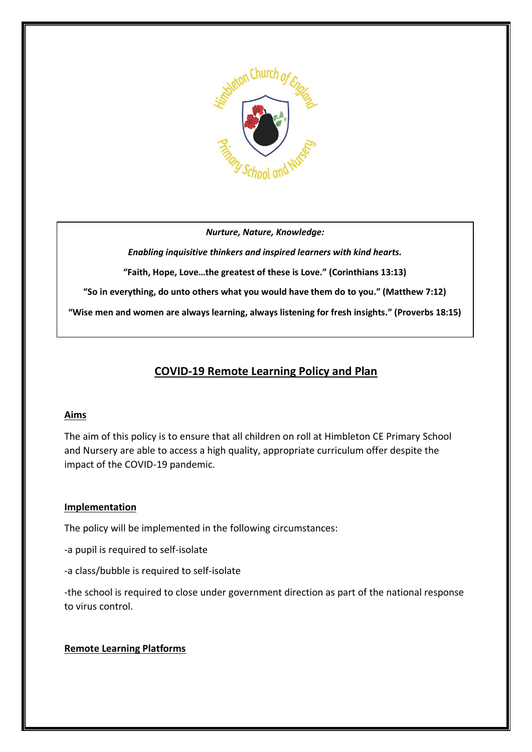*Nurture, Nature, Knowledge:*

*Enabling inquisitive thinkers and inspired learners with kind hearts.*

**"Faith, Hope, Love…the greatest of these is Love." (Corinthians 13:13)**

**"So in everything, do unto others what you would have them do to you." (Matthew 7:12)**

**"Wise men and women are always learning, always listening for fresh insights." (Proverbs 18:15)**

# COVID-19 Remote Learning Policy and Plan

## Aims

The aim of this policy is to ensure that all children on roll at Himbleton CE Primary School and Nursery are able to access a high quality, appropriate curriculum offer despite the impact of the COVID-19 pandemic.

## Implementation

The policy will be implemented in the following circumstances:

-a pupil is required to self-isolate

-a class/bubble is required to self-isolate

-the school is required to close under government direction as part of the national response to virus control.

## Remote Learning Platforms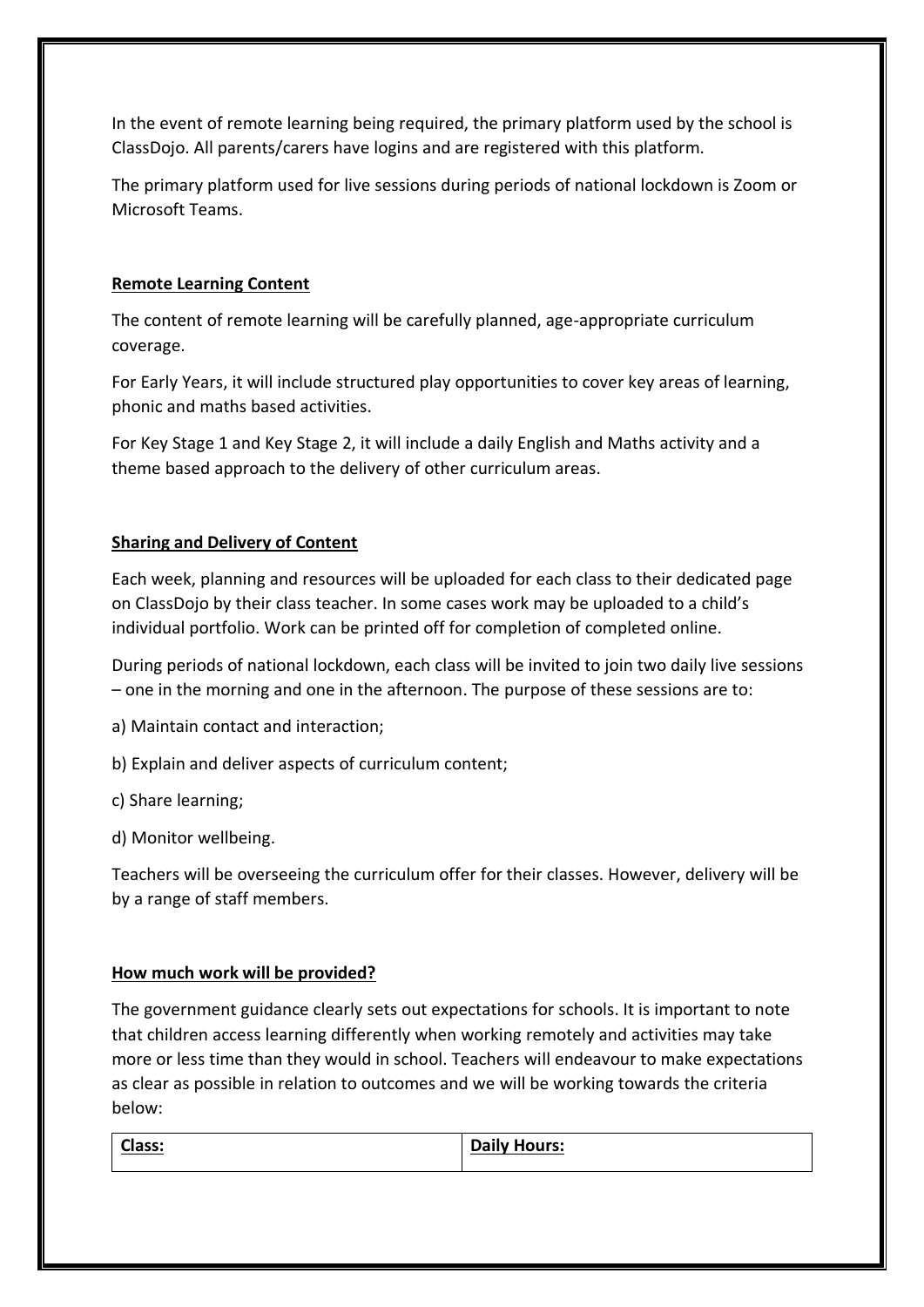In the event of remote learning being required, the primary platform used by the school is ClassDojo. All parents/carers have logins and are registered with this platform.

The primary platform used for live sessions during periods of national lockdown is Zoom or Microsoft Teams.

## **Remote Learning Content**

The content of remote learning will be carefully planned, age-appropriate curriculum coverage.

For Early Years, it will include structured play opportunities to cover key areas of learning, phonic and maths based activities.

For Key Stage 1 and Key Stage 2, it will include a daily English and Maths activity and a theme based approach to the delivery of other curriculum areas.

## **Sharing and Delivery of Content**

Each week, planning and resources will be uploaded for each class to their dedicated page on ClassDojo by their class teacher. In some cases work may be uploaded to a child's individual portfolio. Work can be printed off for completion of completed online.

During periods of national lockdown, each class will be invited to join two daily live sessions – one in the morning and one in the afternoon. The purpose of these sessions are to:

a) Maintain contact and interaction;

b) Explain and deliver aspects of curriculum content;

c) Share learning;

d) Monitor wellbeing.

Teachers will be overseeing the curriculum offer for their classes. However, delivery will be by a range of staff members.

## **How much work will be provided?**

The government guidance clearly sets out expectations for schools. It is important to note that children access learning differently when working remotely and activities may take more or less time than they would in school. Teachers will endeavour to make expectations as clear as possible in relation to outcomes and we will be working towards the criteria below:

| **Class:** | **Daily Hours:** |
| --- | --- |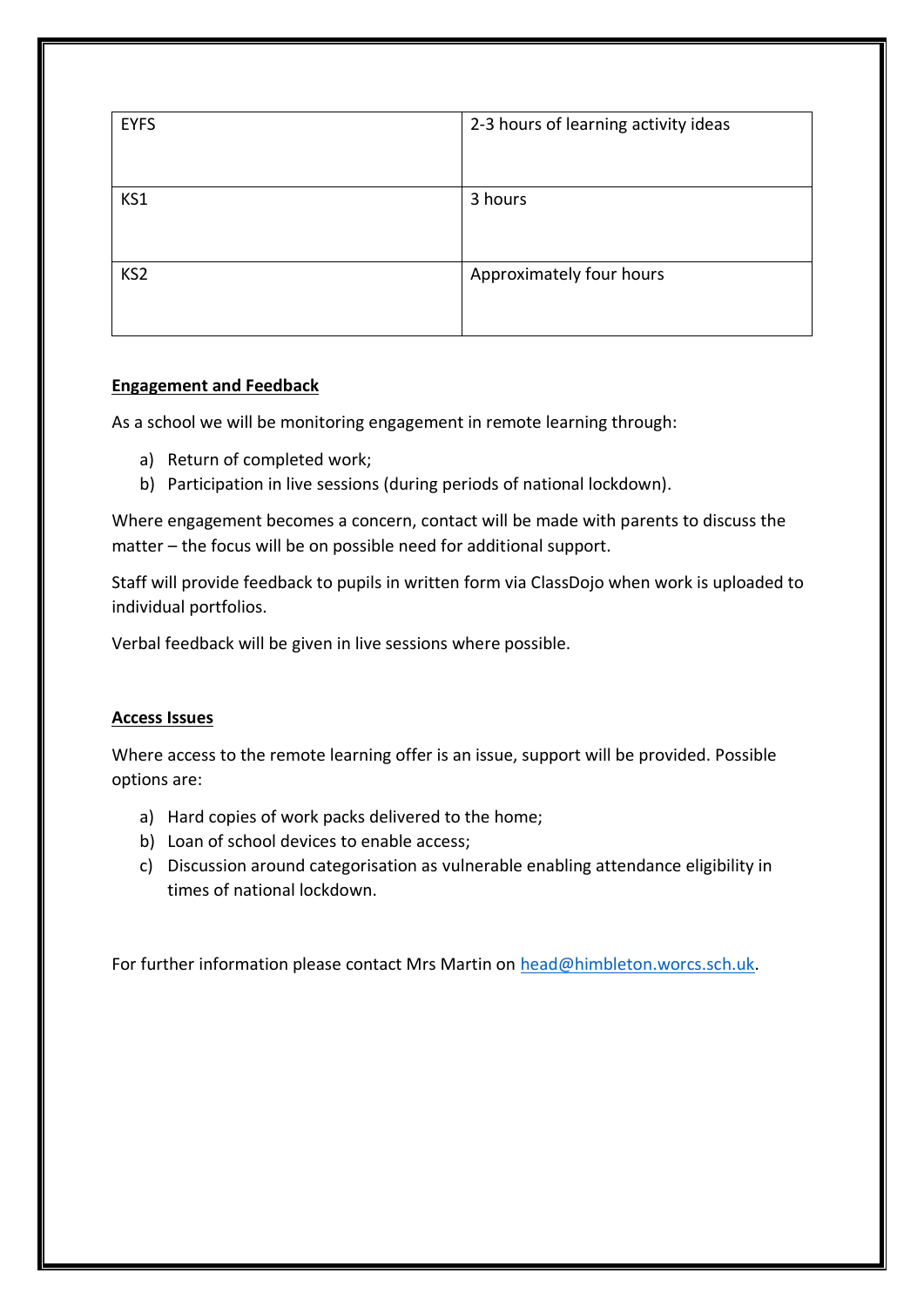| | |
|---|---|
| EYFS | 2-3 hours of learning activity ideas |
| KS1 | 3 hours |
| KS2 | Approximately four hours |

**Engagement and Feedback**

As a school we will be monitoring engagement in remote learning through:

a) Return of completed work;
b) Participation in live sessions (during periods of national lockdown).

Where engagement becomes a concern, contact will be made with parents to discuss the matter – the focus will be on possible need for additional support.

Staff will provide feedback to pupils in written form via ClassDojo when work is uploaded to individual portfolios.

Verbal feedback will be given in live sessions where possible.

**Access Issues**

Where access to the remote learning offer is an issue, support will be provided. Possible options are:

a) Hard copies of work packs delivered to the home;
b) Loan of school devices to enable access;
c) Discussion around categorisation as vulnerable enabling attendance eligibility in times of national lockdown.

For further information please contact Mrs Martin on head@himbleton.worcs.sch.uk.